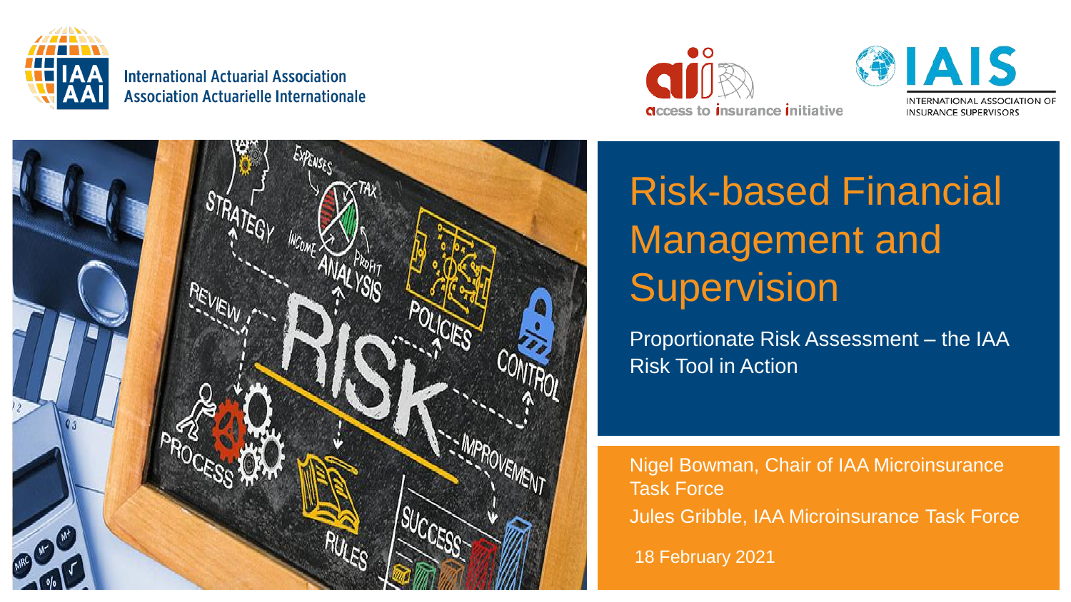International Actuarial Association
Association Actuarielle Internationale

access to insurance initiative

IAIS
INTERNATIONAL ASSOCIATION OF INSURANCE SUPERVISORS

# Risk-based Financial Management and Supervision

## Proportionate Risk Assessment – the IAA Risk Tool in Action

Nigel Bowman, Chair of IAA Microinsurance Task Force

Jules Gribble, IAA Microinsurance Task Force

18 February 2021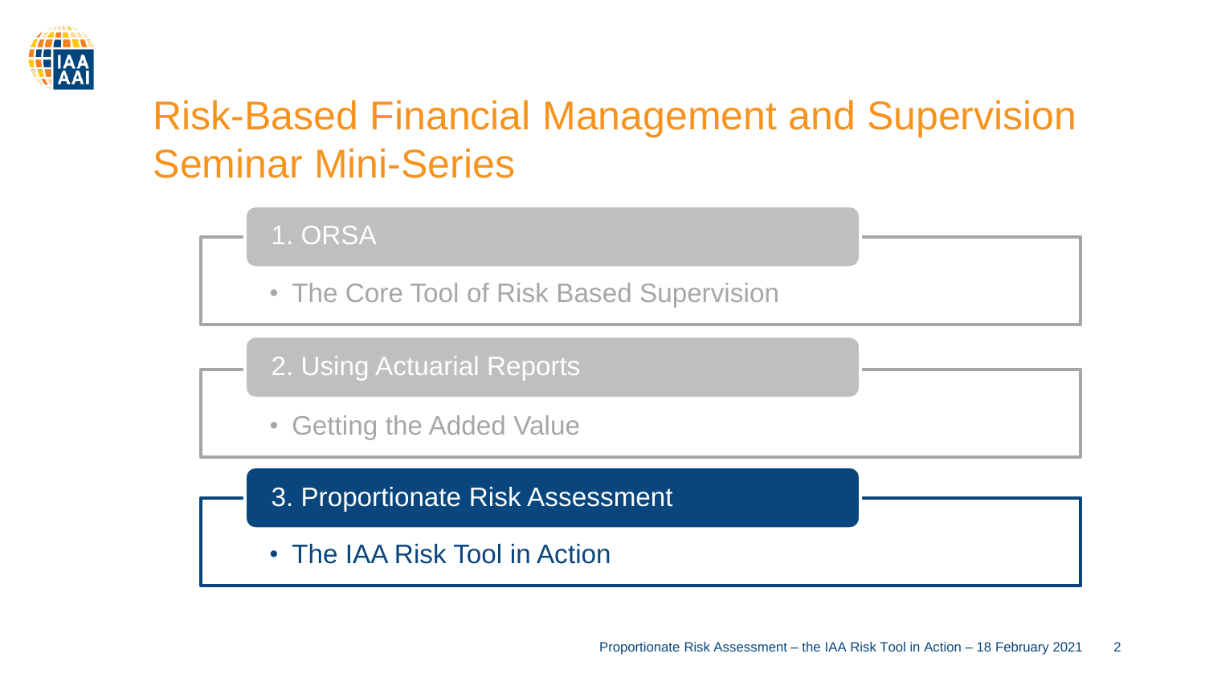# Risk-Based Financial Management and Supervision Seminar Mini-Series

## 1. ORSA

- The Core Tool of Risk Based Supervision

## 2. Using Actuarial Reports

- Getting the Added Value

## 3. Proportionate Risk Assessment

- The IAA Risk Tool in Action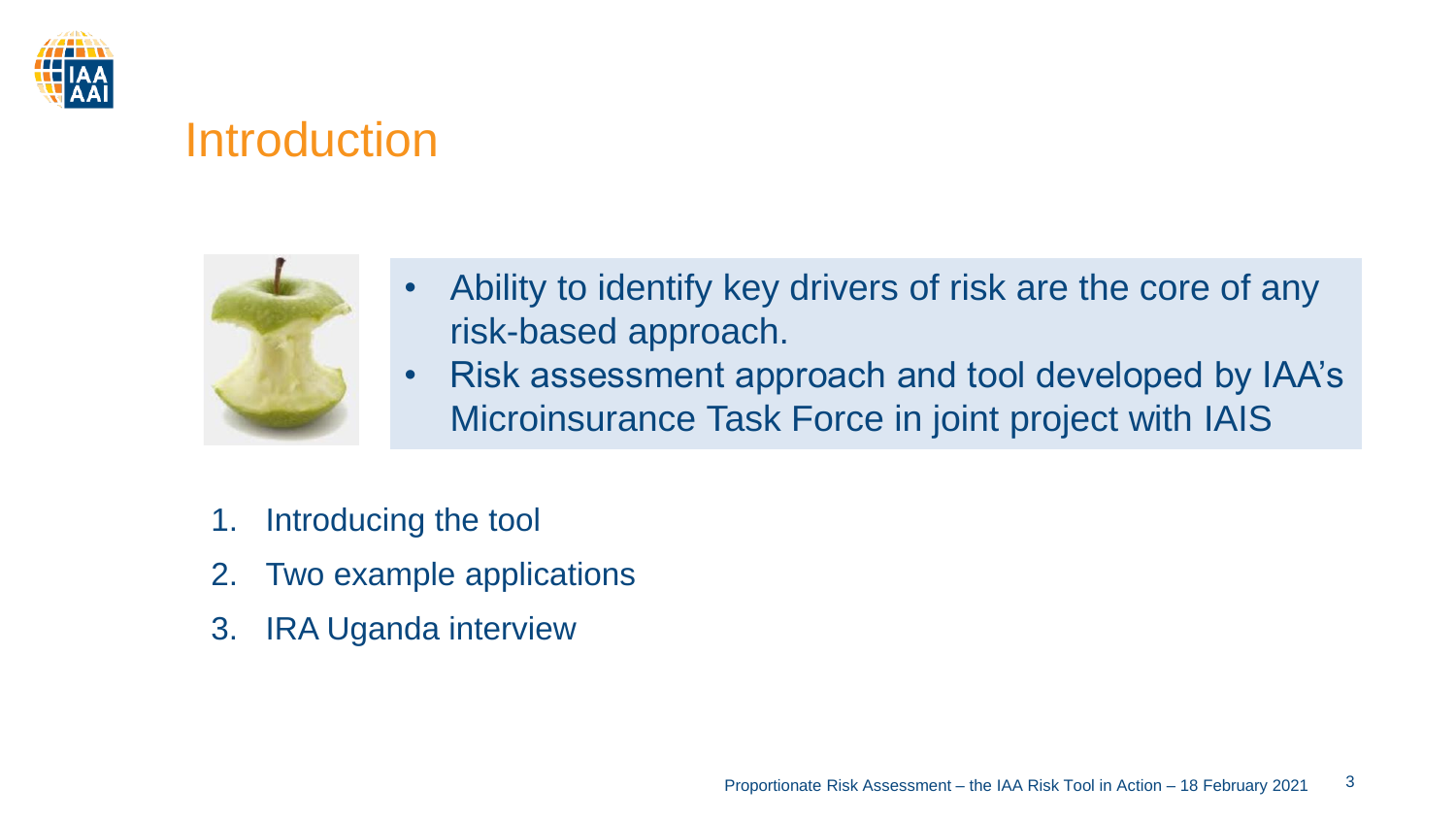# Introduction

- Ability to identify key drivers of risk are the core of any risk-based approach.
- Risk assessment approach and tool developed by IAA's Microinsurance Task Force in joint project with IAIS

1. Introducing the tool
2. Two example applications
3. IRA Uganda interview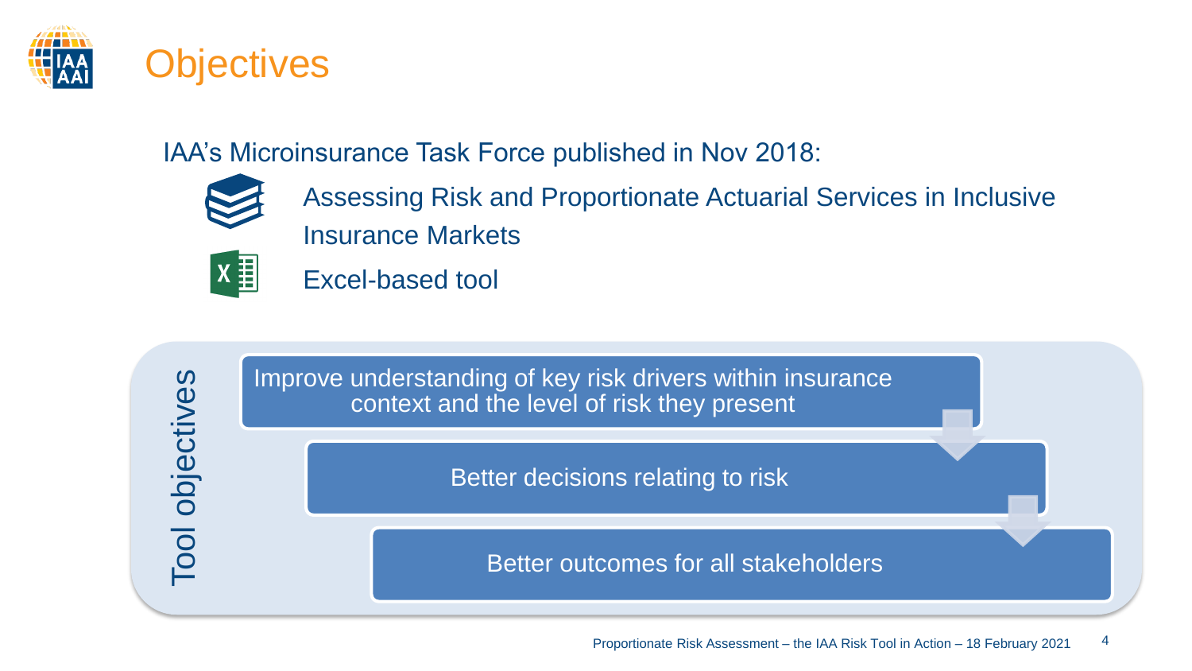# Objectives

IAA's Microinsurance Task Force published in Nov 2018:

- Assessing Risk and Proportionate Actuarial Services in Inclusive Insurance Markets
- Excel-based tool

## Tool objectives

1. Improve understanding of key risk drivers within insurance context and the level of risk they present
2. Better decisions relating to risk
3. Better outcomes for all stakeholders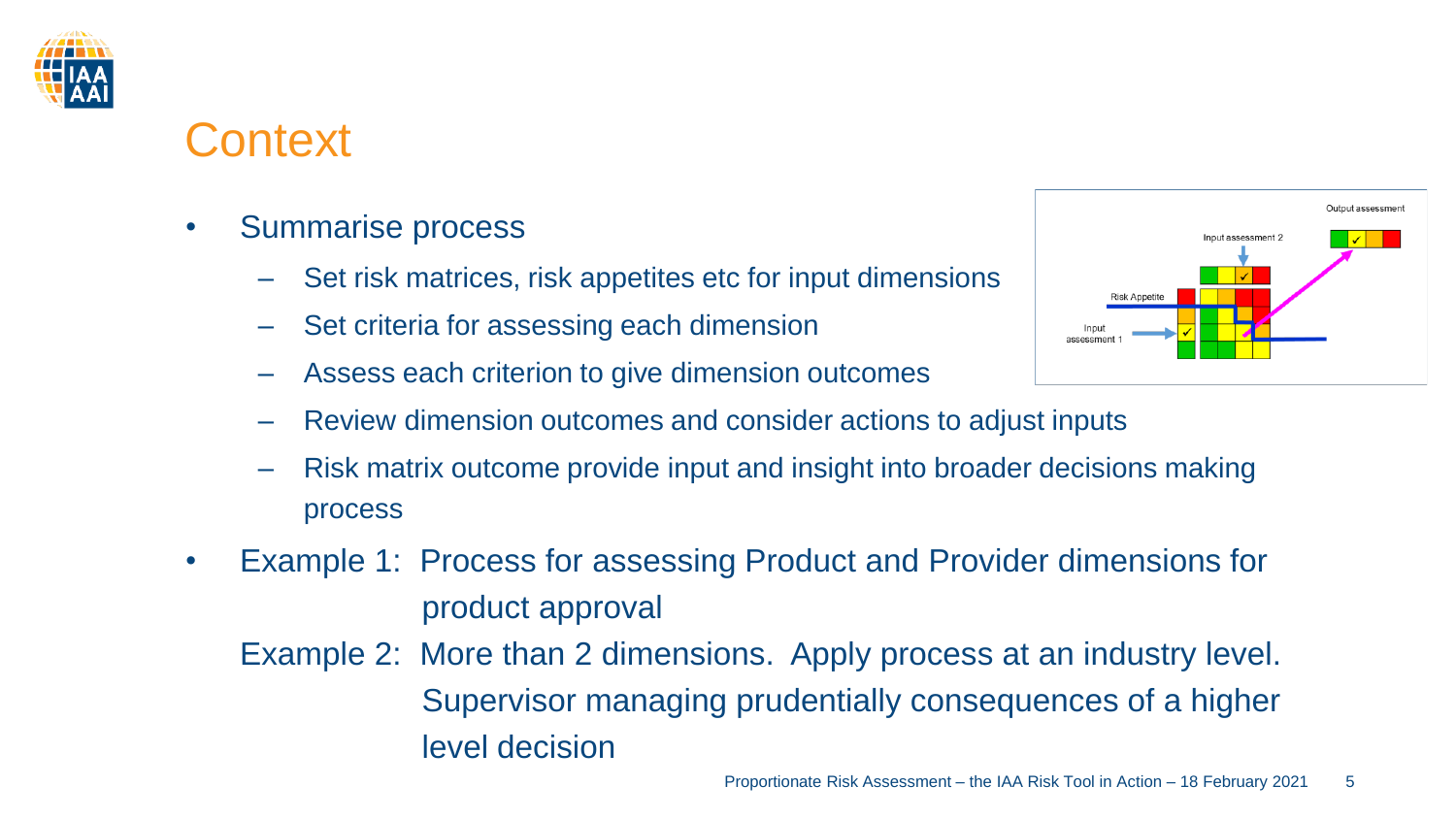# Context

- Summarise process
  - Set risk matrices, risk appetites etc for input dimensions
  - Set criteria for assessing each dimension
  - Assess each criterion to give dimension outcomes
  - Review dimension outcomes and consider actions to adjust inputs
  - Risk matrix outcome provide input and insight into broader decisions making process
- Example 1: Process for assessing Product and Provider dimensions for product approval

  Example 2: More than 2 dimensions. Apply process at an industry level. Supervisor managing prudentially consequences of a higher level decision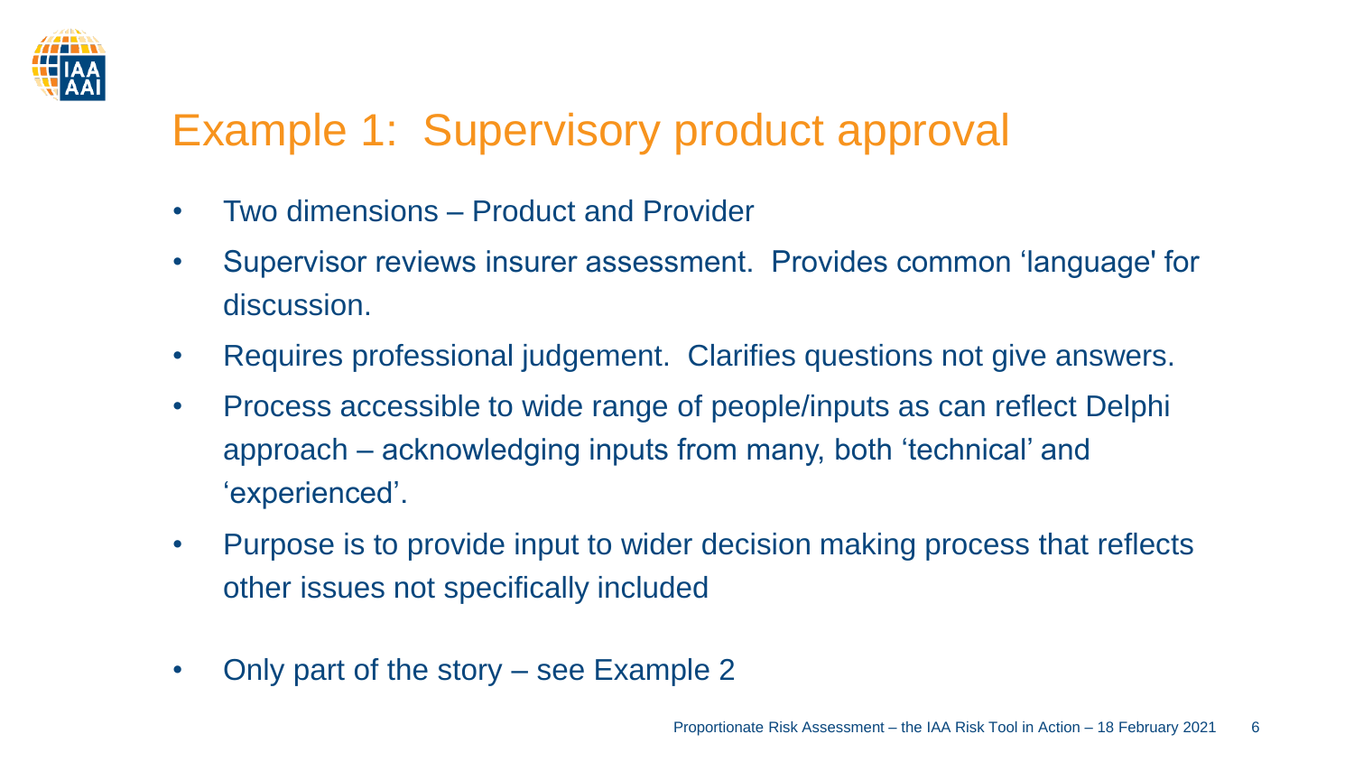# Example 1: Supervisory product approval

- Two dimensions – Product and Provider
- Supervisor reviews insurer assessment. Provides common 'language' for discussion.
- Requires professional judgement. Clarifies questions not give answers.
- Process accessible to wide range of people/inputs as can reflect Delphi approach – acknowledging inputs from many, both 'technical' and 'experienced'.
- Purpose is to provide input to wider decision making process that reflects other issues not specifically included
- Only part of the story – see Example 2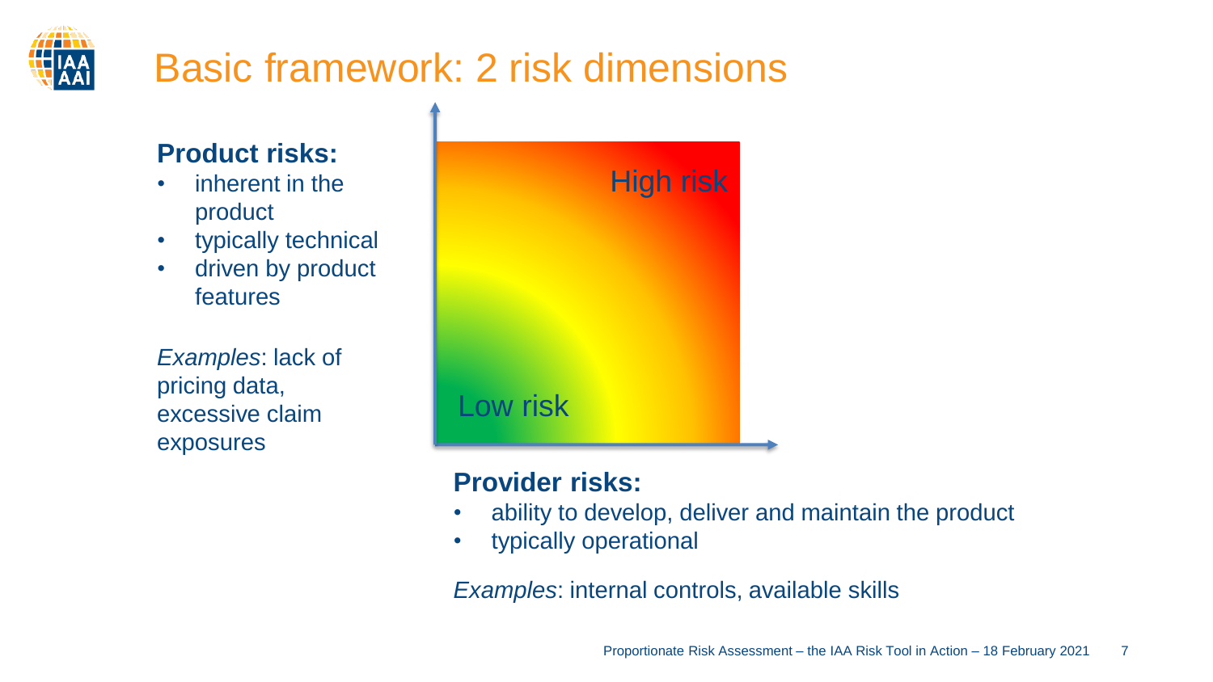# Basic framework: 2 risk dimensions

**Product risks:**

- inherent in the product
- typically technical
- driven by product features

*Examples*: lack of pricing data, excessive claim exposures

High risk

Low risk

**Provider risks:**

- ability to develop, deliver and maintain the product
- typically operational

*Examples*: internal controls, available skills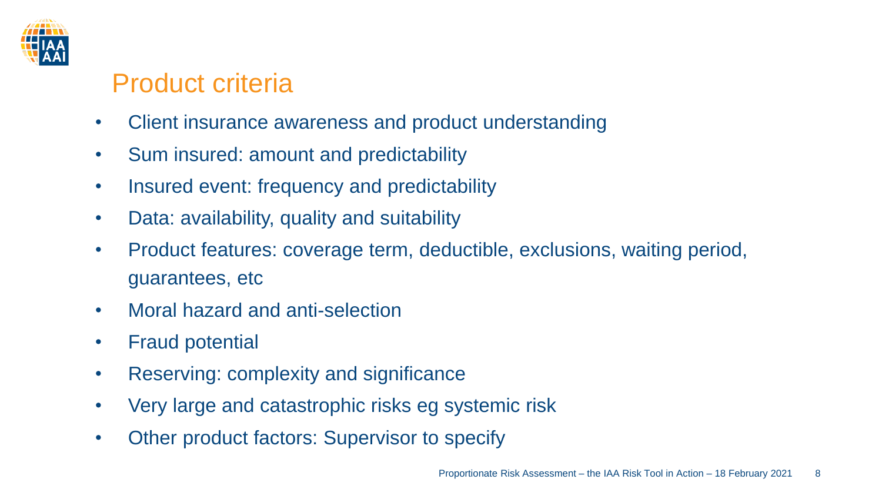## Product criteria

- Client insurance awareness and product understanding
- Sum insured: amount and predictability
- Insured event: frequency and predictability
- Data: availability, quality and suitability
- Product features: coverage term, deductible, exclusions, waiting period, guarantees, etc
- Moral hazard and anti-selection
- Fraud potential
- Reserving: complexity and significance
- Very large and catastrophic risks eg systemic risk
- Other product factors: Supervisor to specify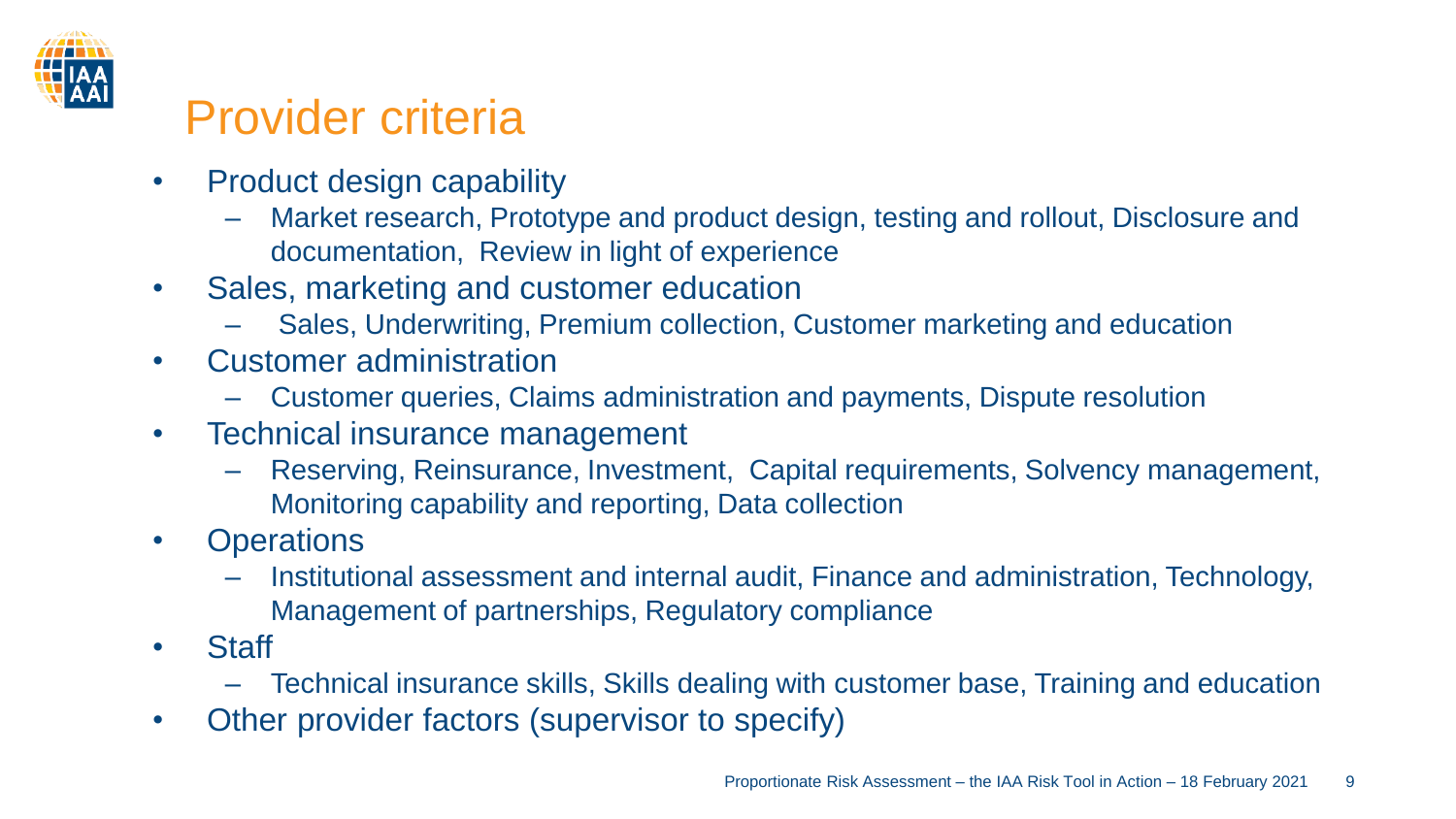# Provider criteria

- Product design capability
  - Market research, Prototype and product design, testing and rollout, Disclosure and documentation, Review in light of experience
- Sales, marketing and customer education
  - Sales, Underwriting, Premium collection, Customer marketing and education
- Customer administration
  - Customer queries, Claims administration and payments, Dispute resolution
- Technical insurance management
  - Reserving, Reinsurance, Investment, Capital requirements, Solvency management, Monitoring capability and reporting, Data collection
- Operations
  - Institutional assessment and internal audit, Finance and administration, Technology, Management of partnerships, Regulatory compliance
- Staff
  - Technical insurance skills, Skills dealing with customer base, Training and education
- Other provider factors (supervisor to specify)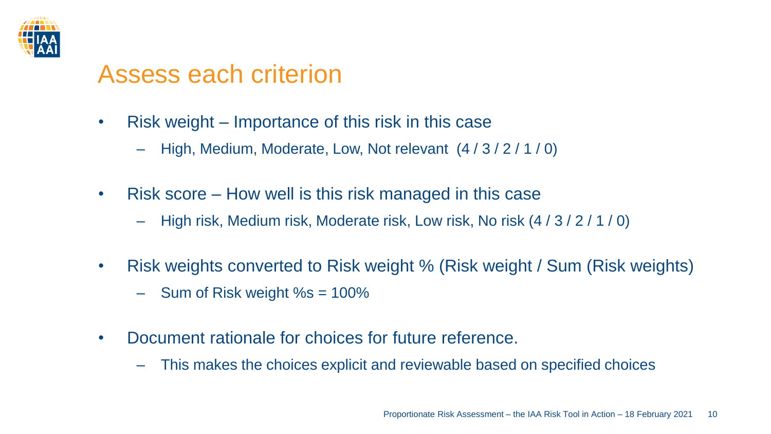# Assess each criterion

- Risk weight – Importance of this risk in this case
  - High, Medium, Moderate, Low, Not relevant (4 / 3 / 2 / 1 / 0)
- Risk score – How well is this risk managed in this case
  - High risk, Medium risk, Moderate risk, Low risk, No risk (4 / 3 / 2 / 1 / 0)
- Risk weights converted to Risk weight % (Risk weight / Sum (Risk weights)
  - Sum of Risk weight %s = 100%
- Document rationale for choices for future reference.
  - This makes the choices explicit and reviewable based on specified choices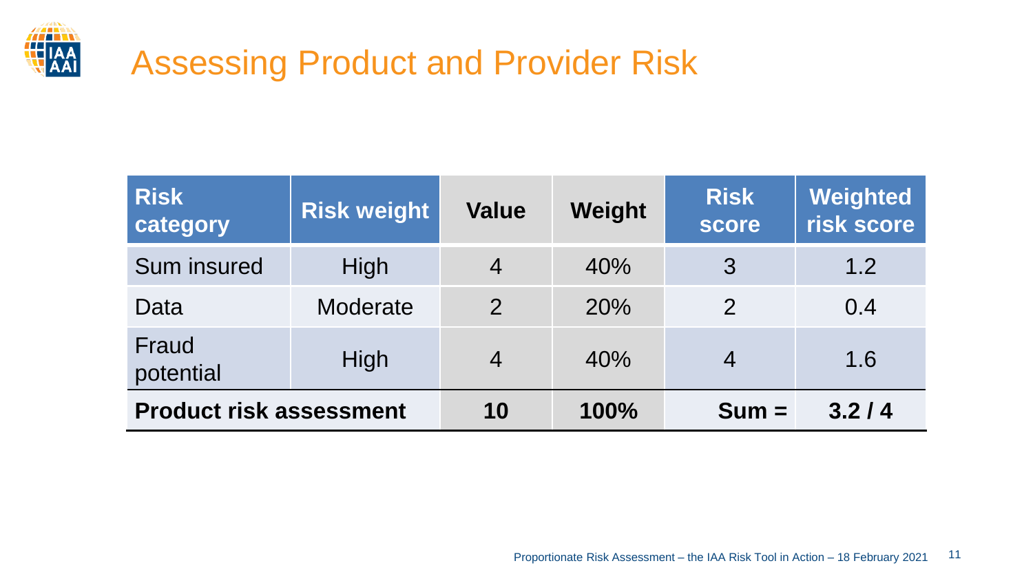# Assessing Product and Provider Risk

| Risk category | Risk weight | Value | Weight | Risk score | Weighted risk score |
|---|---|---|---|---|---|
| Sum insured | High | 4 | 40% | 3 | 1.2 |
| Data | Moderate | 2 | 20% | 2 | 0.4 |
| Fraud potential | High | 4 | 40% | 4 | 1.6 |
| **Product risk assessment** | | **10** | **100%** | **Sum =** | **3.2 / 4** |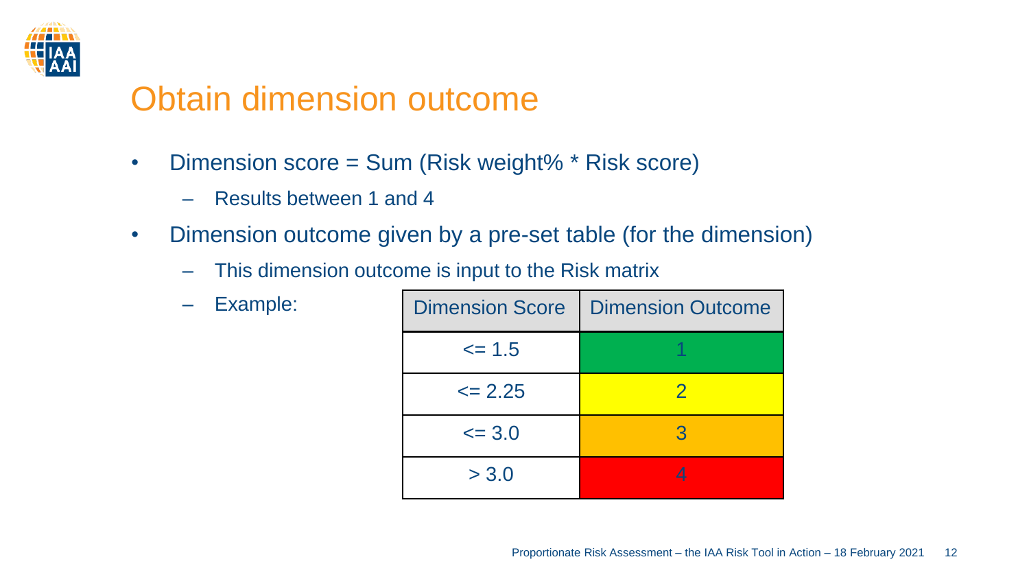# Obtain dimension outcome

- Dimension score = Sum (Risk weight% * Risk score)
  - Results between 1 and 4
- Dimension outcome given by a pre-set table (for the dimension)
  - This dimension outcome is input to the Risk matrix
  - Example:

| Dimension Score | Dimension Outcome |
|---|---|
| <= 1.5 | 1 |
| <= 2.25 | 2 |
| <= 3.0 | 3 |
| > 3.0 | 4 |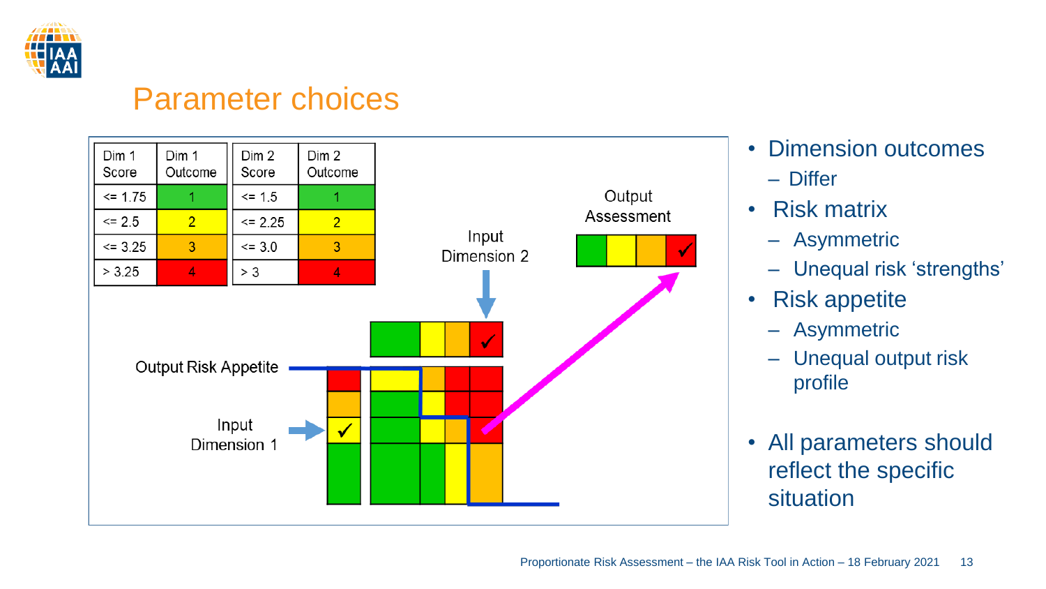# Parameter choices

| Dim 1 Score | Dim 1 Outcome |
|---|---|
| <= 1.75 | 1 |
| <= 2.5 | 2 |
| <= 3.25 | 3 |
| > 3.25 | 4 |

| Dim 2 Score | Dim 2 Outcome |
|---|---|
| <= 1.5 | 1 |
| <= 2.25 | 2 |
| <= 3.0 | 3 |
| > 3 | 4 |

Input Dimension 2

Output Assessment

Output Risk Appetite

Input Dimension 1

- Dimension outcomes
  - Differ
- Risk matrix
  - Asymmetric
  - Unequal risk 'strengths'
- Risk appetite
  - Asymmetric
  - Unequal output risk profile
- All parameters should reflect the specific situation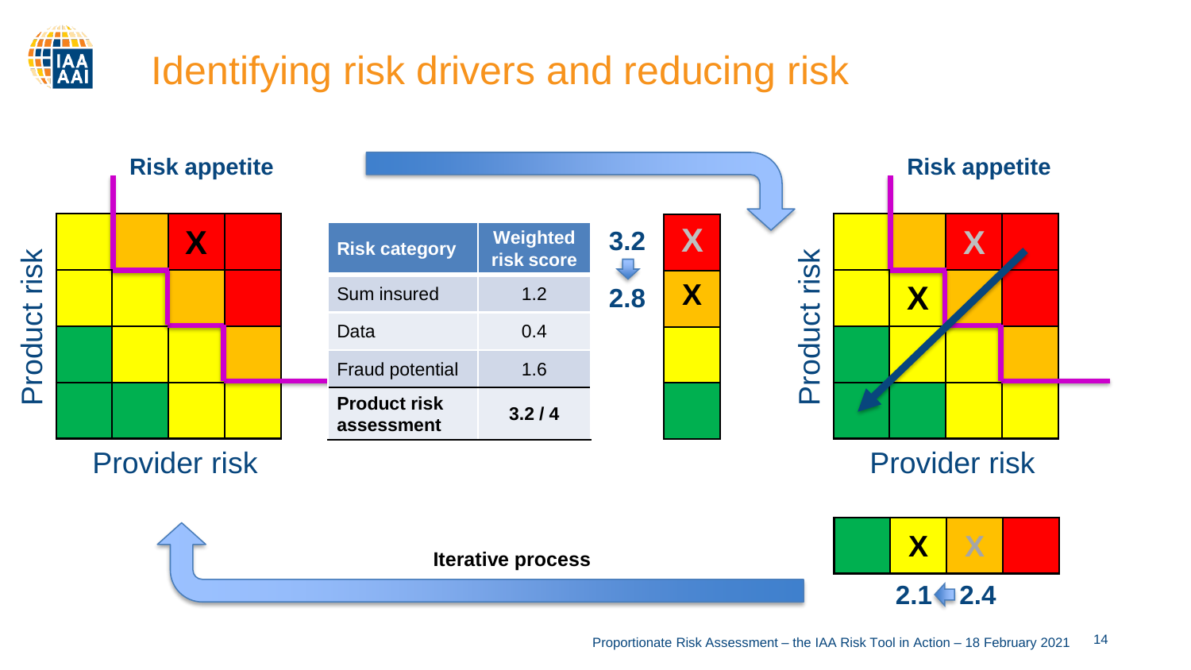# Identifying risk drivers and reducing risk

Risk appetite

Product risk

Provider risk

| Risk category | Weighted risk score |
|---|---|
| Sum insured | 1.2 |
| Data | 0.4 |
| Fraud potential | 1.6 |
| **Product risk assessment** | **3.2 / 4** |

3.2

2.8

Risk appetite

Product risk

Provider risk

2.1 2.4

**Iterative process**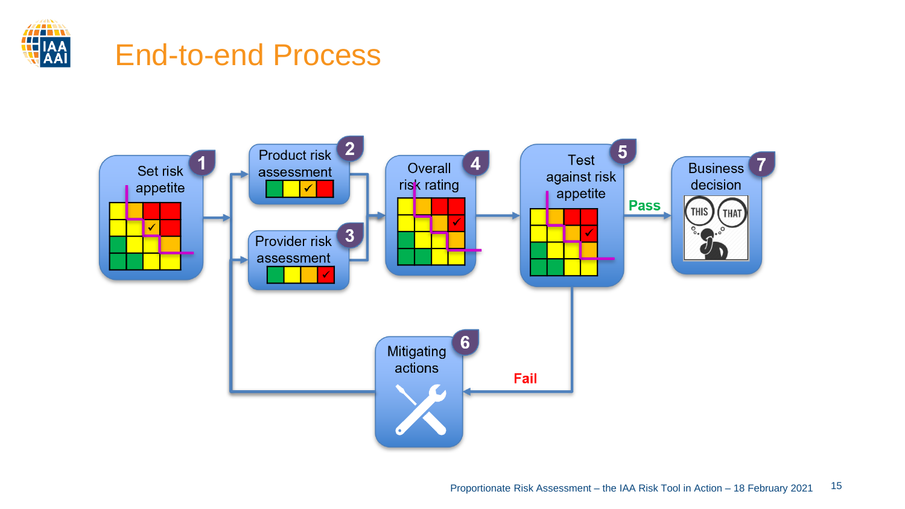# End-to-end Process

1. Set risk appetite
2. Product risk assessment
3. Provider risk assessment
4. Overall risk rating
5. Test against risk appetite
6. Mitigating actions
7. Business decision

Pass

Fail

THIS THAT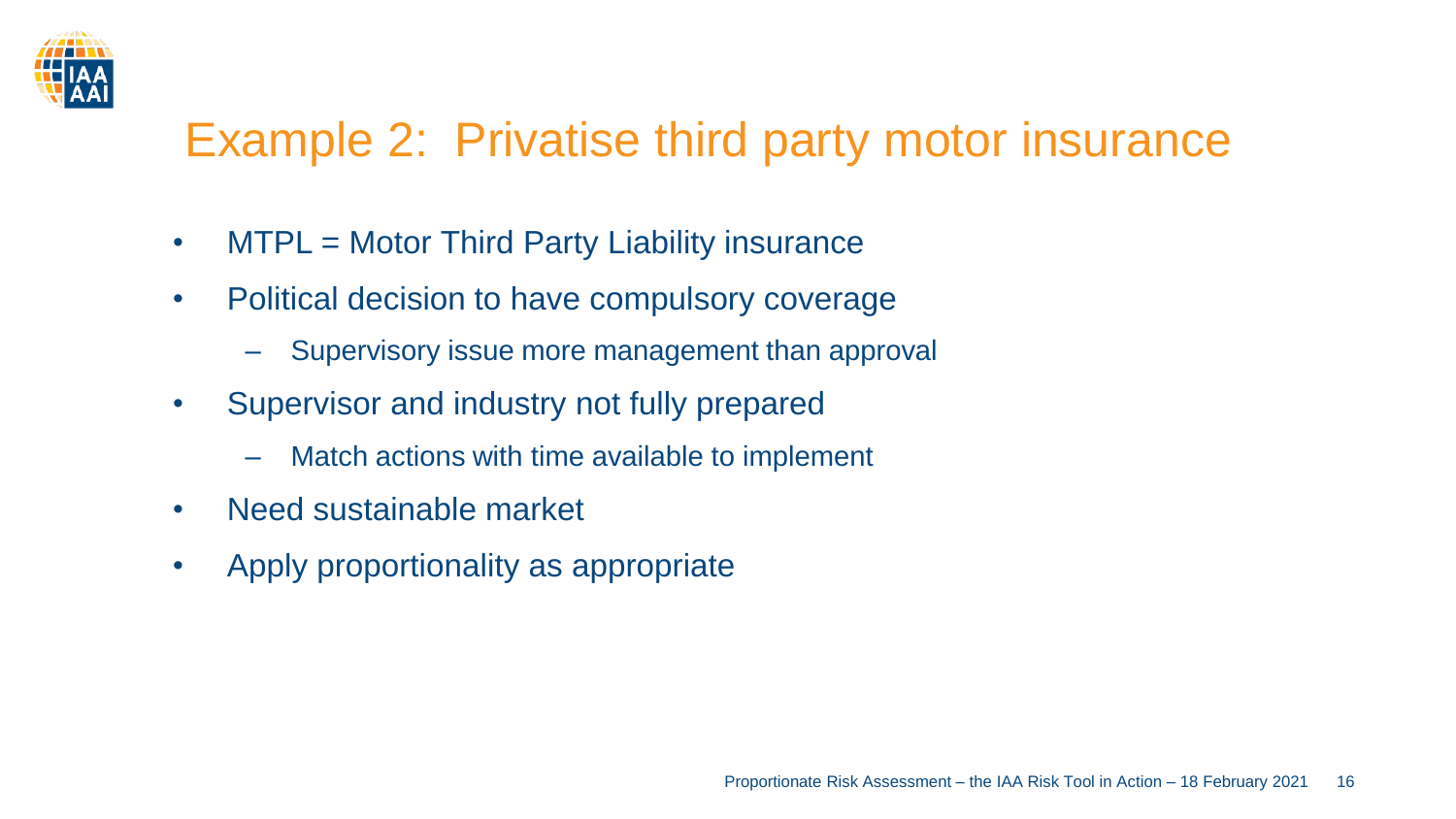# Example 2: Privatise third party motor insurance

- MTPL = Motor Third Party Liability insurance
- Political decision to have compulsory coverage
  - Supervisory issue more management than approval
- Supervisor and industry not fully prepared
  - Match actions with time available to implement
- Need sustainable market
- Apply proportionality as appropriate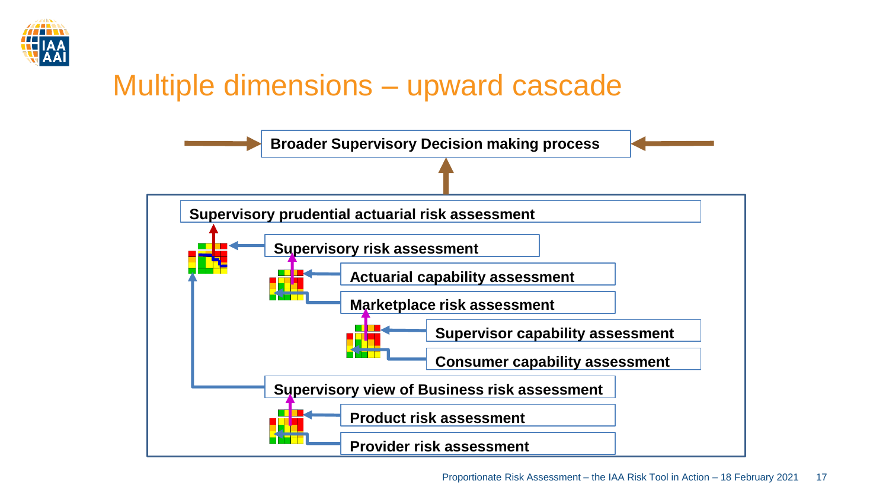# Multiple dimensions – upward cascade

Broader Supervisory Decision making process

Supervisory prudential actuarial risk assessment

Supervisory risk assessment

Actuarial capability assessment

Marketplace risk assessment

Supervisor capability assessment

Consumer capability assessment

Supervisory view of Business risk assessment

Product risk assessment

Provider risk assessment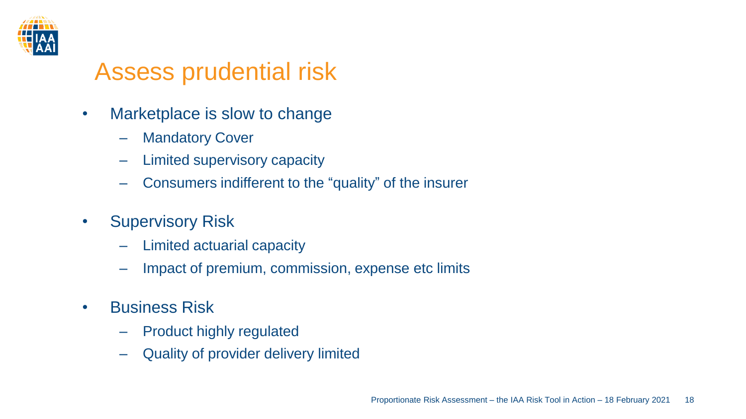# Assess prudential risk

- Marketplace is slow to change
  - Mandatory Cover
  - Limited supervisory capacity
  - Consumers indifferent to the “quality” of the insurer
- Supervisory Risk
  - Limited actuarial capacity
  - Impact of premium, commission, expense etc limits
- Business Risk
  - Product highly regulated
  - Quality of provider delivery limited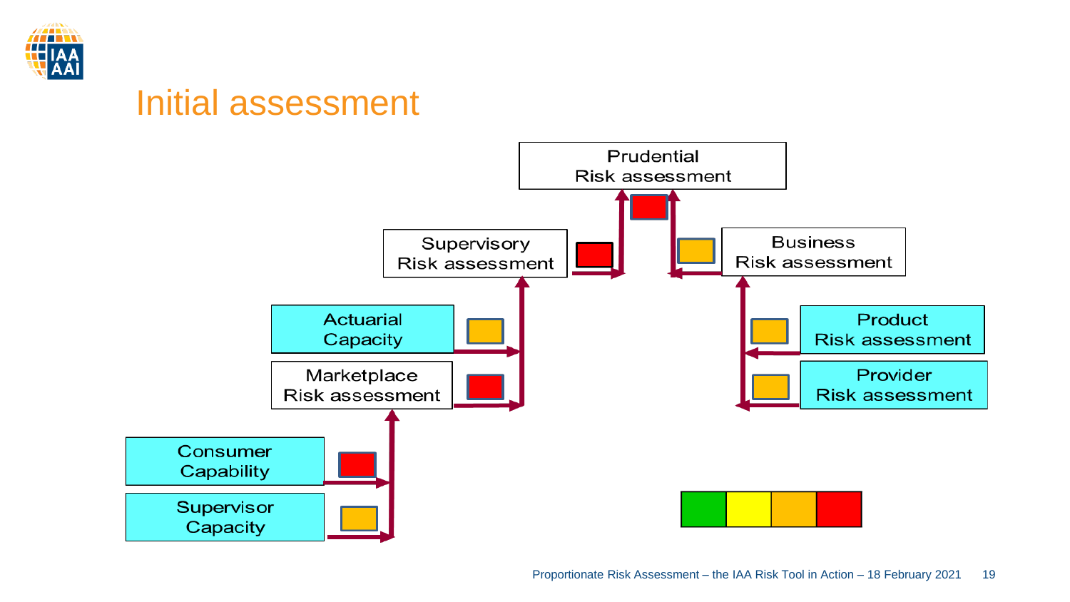# Initial assessment

Prudential Risk assessment

Supervisory Risk assessment

Business Risk assessment

Actuarial Capacity

Marketplace Risk assessment

Product Risk assessment

Provider Risk assessment

Consumer Capability

Supervisor Capacity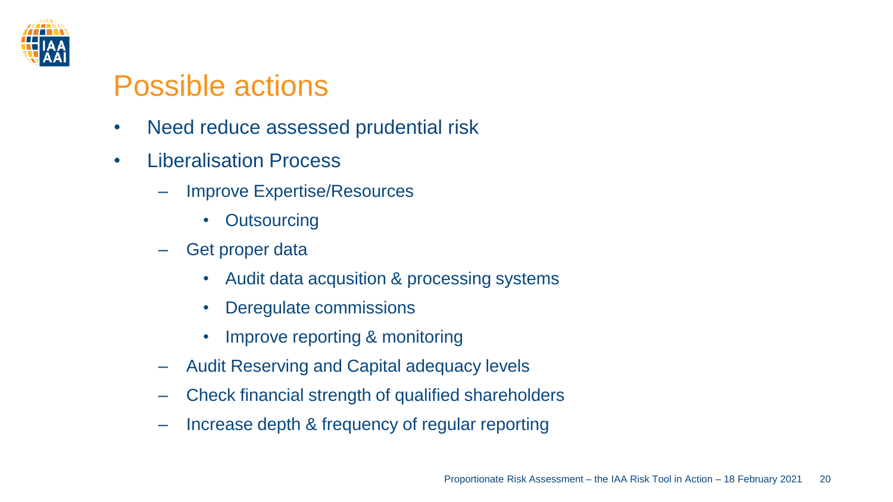# Possible actions

- Need reduce assessed prudential risk
- Liberalisation Process
  - Improve Expertise/Resources
    - Outsourcing
  - Get proper data
    - Audit data acqusition & processing systems
    - Deregulate commissions
    - Improve reporting & monitoring
  - Audit Reserving and Capital adequacy levels
  - Check financial strength of qualified shareholders
  - Increase depth & frequency of regular reporting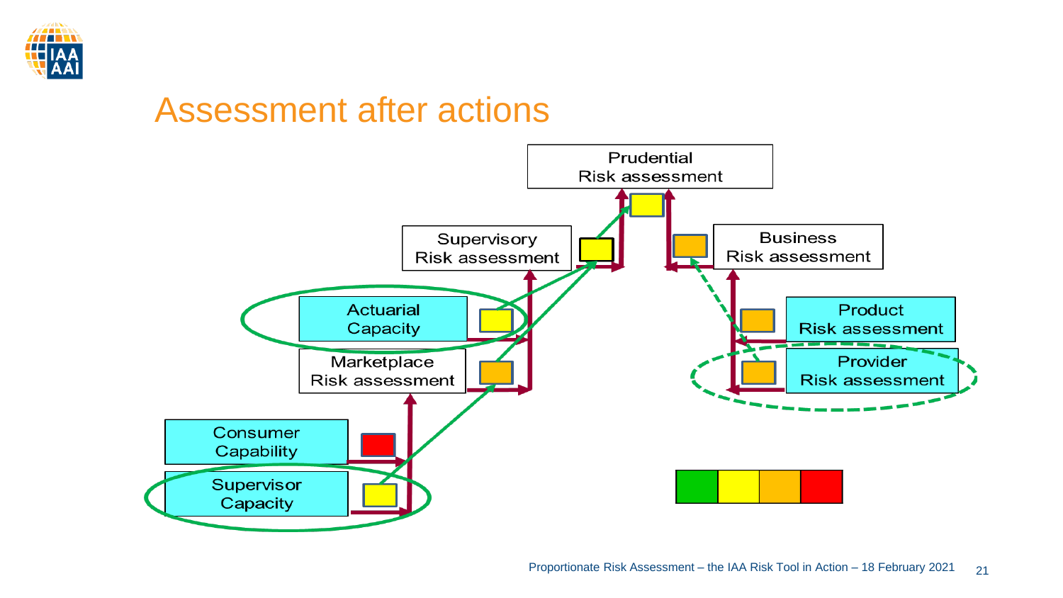# Assessment after actions

Prudential Risk assessment

Supervisory Risk assessment

Business Risk assessment

Actuarial Capacity

Marketplace Risk assessment

Product Risk assessment

Provider Risk assessment

Consumer Capability

Supervisor Capacity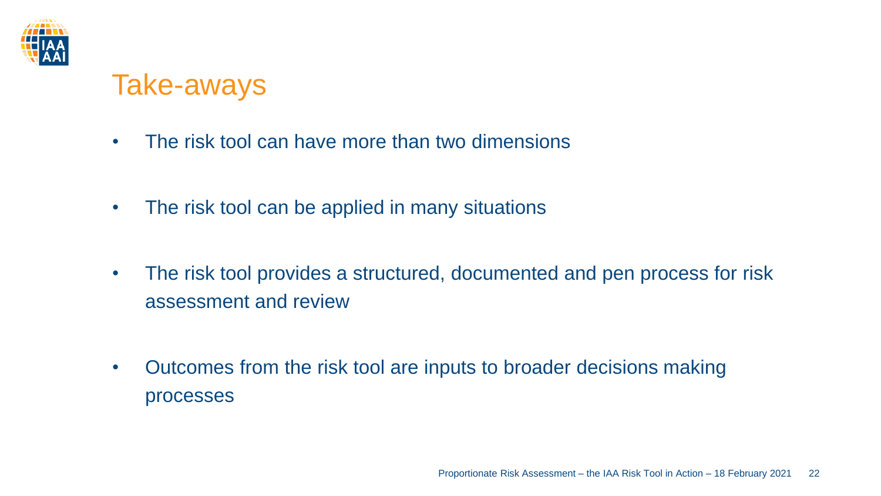# Take-aways

- The risk tool can have more than two dimensions
- The risk tool can be applied in many situations
- The risk tool provides a structured, documented and pen process for risk assessment and review
- Outcomes from the risk tool are inputs to broader decisions making processes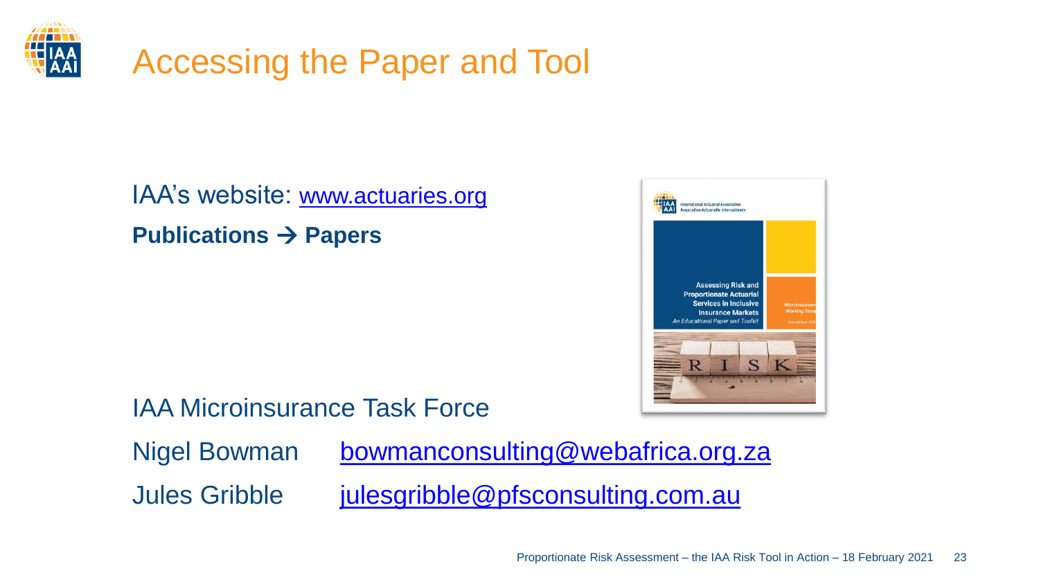# Accessing the Paper and Tool

IAA's website: www.actuaries.org

**Publications → Papers**

IAA Microinsurance Task Force

Nigel Bowman bowmanconsulting@webafrica.org.za

Jules Gribble julesgribble@pfsconsulting.com.au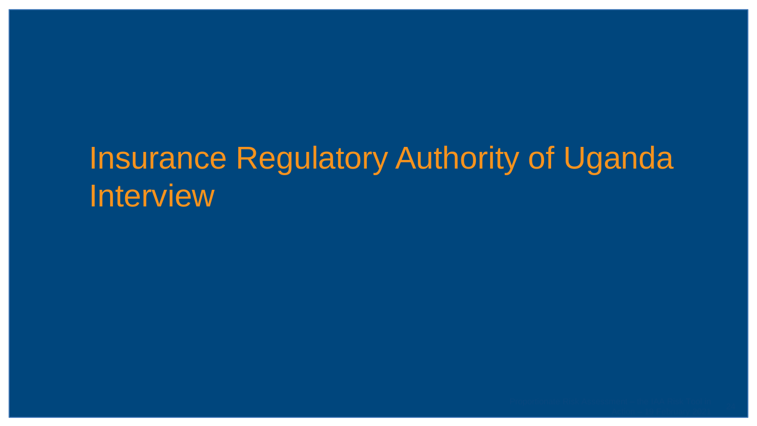# Insurance Regulatory Authority of Uganda Interview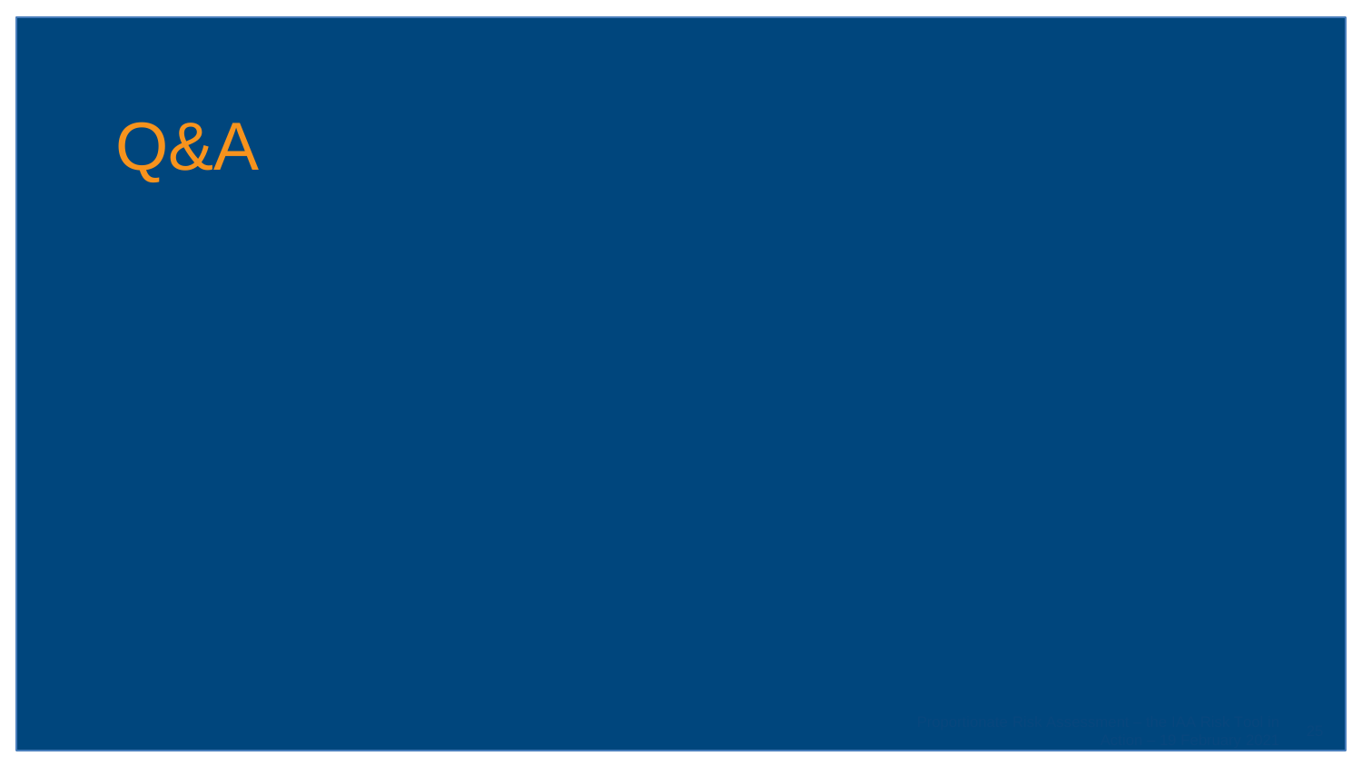# Q&A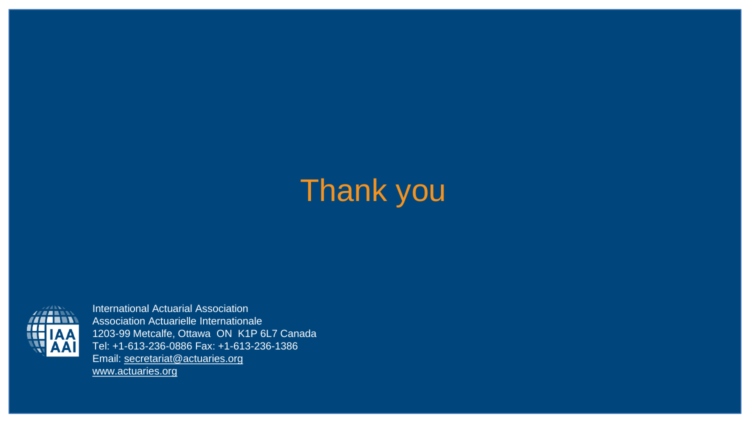# Thank you

International Actuarial Association
Association Actuarielle Internationale
1203-99 Metcalfe, Ottawa ON K1P 6L7 Canada
Tel: +1-613-236-0886 Fax: +1-613-236-1386
Email: secretariat@actuaries.org
www.actuaries.org